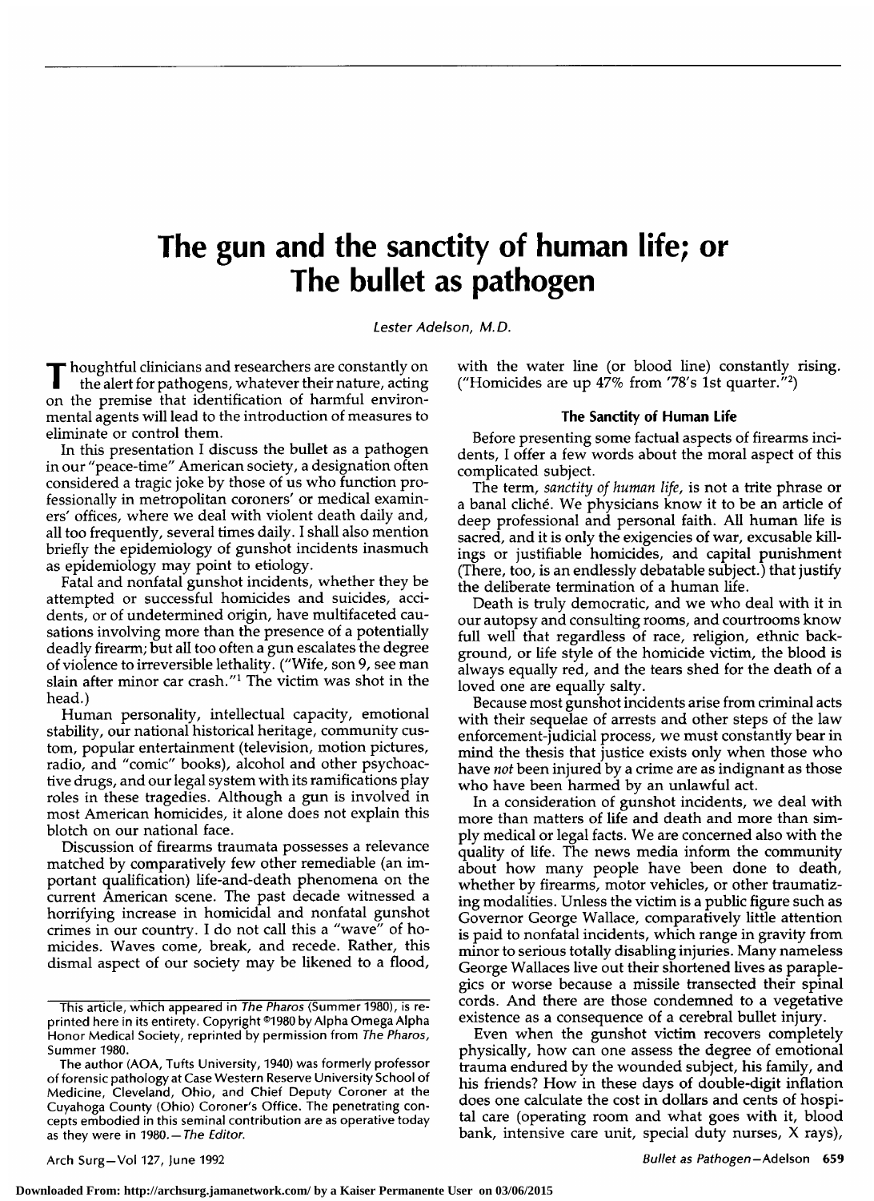# The gun and the sanctity of human life; or The bullet as pathogen

*Lester Adelson, M.D.*

Thoughtful clinicians and researchers are constantly on the alert for pathogens, whatever their nature, acting on the premise that identification of harmful environmental agents will lead to the introduction of measures to eliminate or control them.

In this presentation I discuss the bullet as a pathogen in our "peace-time" American society, a designation often considered a tragic joke by those of us who function professionally in metropolitan coroners' or medical examiners' offices, where we deal with violent death daily and, all too frequently, several times daily. I shall also mention briefly the epidemiology of gunshot incidents inasmuch as epidemiology may point to etiology.

Fatal and nonfatal gunshot incidents, whether they be attempted or successful homicides and suicides, accidents, or of undetermined origin, have multifaceted causations involving more than the presence of a potentially deadly firearm; but all too often a gun escalates the degree of violence to irreversible lethality. ("Wife, son 9, see man slain after minor car crash."[1] The victim was shot in the head.)

Human personality, intellectual capacity, emotional stability, our national historical heritage, community custom, popular entertainment (television, motion pictures, radio, and "comic" books), alcohol and other psychoactive drugs, and our legal system with its ramifications play roles in these tragedies. Although a gun is involved in most American homicides, it alone does not explain this blotch on our national face.

Discussion of firearms traumata possesses a relevance matched by comparatively few other remediable (an important qualification) life-and-death phenomena on the current American scene. The past decade witnessed a horrifying increase in homicidal and nonfatal gunshot crimes in our country. I do not call this a "wave" of homicides. Waves come, break, and recede. Rather, this dismal aspect of our society may be likened to a flood, with the water line (or blood line) constantly rising. ("Homicides are up 47% from '78's 1st quarter."[2])

## The Sanctity of Human Life

Before presenting some factual aspects of firearms incidents, I offer a few words about the moral aspect of this complicated subject.

The term, *sanctity of human life*, is not a trite phrase or a banal cliché. We physicians know it to be an article of deep professional and personal faith. All human life is sacred, and it is only the exigencies of war, excusable killings or justifiable homicides, and capital punishment (There, too, is an endlessly debatable subject.) that justify the deliberate termination of a human life.

Death is truly democratic, and we who deal with it in our autopsy and consulting rooms, and courtrooms know full well that regardless of race, religion, ethnic background, or life style of the homicide victim, the blood is always equally red, and the tears shed for the death of a loved one are equally salty.

Because most gunshot incidents arise from criminal acts with their sequelae of arrests and other steps of the law enforcement-judicial process, we must constantly bear in mind the thesis that justice exists only when those who have *not* been injured by a crime are as indignant as those who have been harmed by an unlawful act.

In a consideration of gunshot incidents, we deal with more than matters of life and death and more than simply medical or legal facts. We are concerned also with the quality of life. The news media inform the community about how many people have been done to death, whether by firearms, motor vehicles, or other traumatizing modalities. Unless the victim is a public figure such as Governor George Wallace, comparatively little attention is paid to nonfatal incidents, which range in gravity from minor to serious totally disabling injuries. Many nameless George Wallaces live out their shortened lives as paraplegics or worse because a missile transected their spinal cords. And there are those condemned to a vegetative existence as a consequence of a cerebral bullet injury.

Even when the gunshot victim recovers completely physically, how can one assess the degree of emotional trauma endured by the wounded subject, his family, and his friends? How in these days of double-digit inflation does one calculate the cost in dollars and cents of hospital care (operating room and what goes with it, blood bank, intensive care unit, special duty nurses, X rays),

---

This article, which appeared in *The Pharos* (Summer 1980), is reprinted here in its entirety. Copyright ©1980 by Alpha Omega Alpha Honor Medical Society, reprinted by permission from *The Pharos*, Summer 1980.

The author (AOA, Tufts University, 1940) was formerly professor of forensic pathology at Case Western Reserve University School of Medicine, Cleveland, Ohio, and Chief Deputy Coroner at the Cuyahoga County (Ohio) Coroner's Office. The penetrating concepts embodied in this seminal contribution are as operative today as they were in 1980.—*The Editor.*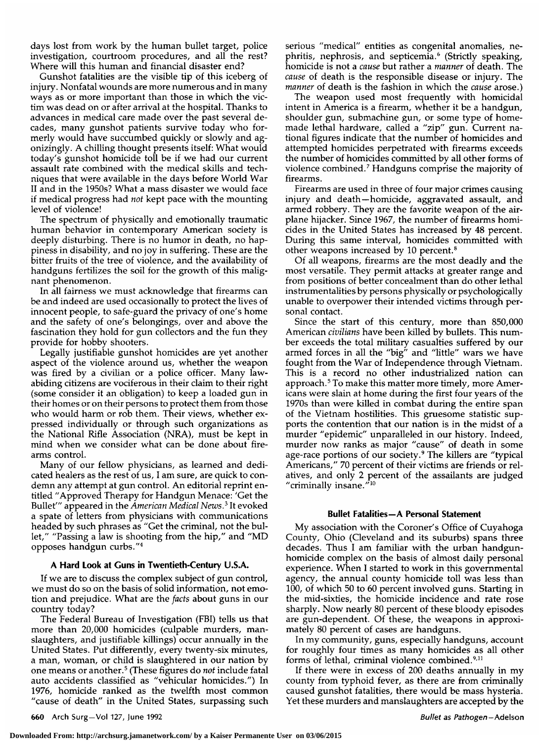days lost from work by the human bullet target, police investigation, courtroom procedures, and all the rest? Where will this human and financial disaster end?

Gunshot fatalities are the visible tip of this iceberg of injury. Nonfatal wounds are more numerous and in many ways as or more important than those in which the victim was dead on or after arrival at the hospital. Thanks to advances in medical care made over the past several decades, many gunshot patients survive today who formerly would have succumbed quickly or slowly and agonizingly. A chilling thought presents itself: What would today's gunshot homicide toll be if we had our current assault rate combined with the medical skills and techniques that were available in the days before World War II and in the 1950s? What a mass disaster we would face if medical progress had *not* kept pace with the mounting level of violence!

The spectrum of physically and emotionally traumatic human behavior in contemporary American society is deeply disturbing. There is no humor in death, no happiness in disability, and no joy in suffering. These are the bitter fruits of the tree of violence, and the availability of handguns fertilizes the soil for the growth of this malignant phenomenon.

In all fairness we must acknowledge that firearms can be and indeed are used occasionally to protect the lives of innocent people, to safe-guard the privacy of one's home and the safety of one's belongings, over and above the fascination they hold for gun collectors and the fun they provide for hobby shooters.

Legally justifiable gunshot homicides are yet another aspect of the violence around us, whether the weapon was fired by a civilian or a police officer. Many law-abiding citizens are vociferous in their claim to their right (some consider it an obligation) to keep a loaded gun in their homes or on their persons to protect them from those who would harm or rob them. Their views, whether expressed individually or through such organizations as the National Rifle Association (NRA), must be kept in mind when we consider what can be done about firearms control.

Many of our fellow physicians, as learned and dedicated healers as the rest of us, I am sure, are quick to condemn any attempt at gun control. An editorial reprint entitled "Approved Therapy for Handgun Menace: 'Get the Bullet'" appeared in the *American Medical News*.[3] It evoked a spate of letters from physicians with communications headed by such phrases as "Get the criminal, not the bullet," "Passing a law is shooting from the hip," and "MD opposes handgun curbs."[4]

### A Hard Look at Guns in Twentieth-Century U.S.A.

If we are to discuss the complex subject of gun control, we must do so on the basis of solid information, not emotion and prejudice. What are the *facts* about guns in our country today?

The Federal Bureau of Investigation (FBI) tells us that more than 20,000 homicides (culpable murders, manslaughters, and justifiable killings) occur annually in the United States. Put differently, every twenty-six minutes, a man, woman, or child is slaughtered in our nation by one means or another.[5] (These figures do *not* include fatal auto accidents classified as "vehicular homicides.") In 1976, homicide ranked as the twelfth most common "cause of death" in the United States, surpassing such serious "medical" entities as congenital anomalies, nephritis, nephrosis, and septicemia.[6] (Strictly speaking, homicide is not a *cause* but rather a *manner* of death. The *cause* of death is the responsible disease or injury. The *manner* of death is the fashion in which the *cause* arose.)

The weapon used most frequently with homicidal intent in America is a firearm, whether it be a handgun, shoulder gun, submachine gun, or some type of homemade lethal hardware, called a "zip" gun. Current national figures indicate that the number of homicides and attempted homicides perpetrated with firearms exceeds the number of homicides committed by all other forms of violence combined.[7] Handguns comprise the majority of firearms.

Firearms are used in three of four major crimes causing injury and death—homicide, aggravated assault, and armed robbery. They are the favorite weapon of the airplane hijacker. Since 1967, the number of firearms homicides in the United States has increased by 48 percent. During this same interval, homicides committed with other weapons increased by 10 percent.[8]

Of all weapons, firearms are the most deadly and the most versatile. They permit attacks at greater range and from positions of better concealment than do other lethal instrumentalities by persons physically or psychologically unable to overpower their intended victims through personal contact.

Since the start of this century, more than 850,000 American *civilians* have been killed by bullets. This number exceeds the total military casualties suffered by our armed forces in all the "big" and "little" wars we have fought from the War of Independence through Vietnam. This is a record no other industrialized nation can approach.[5] To make this matter more timely, more Americans were slain at home during the first four years of the 1970s than were killed in combat during the entire span of the Vietnam hostilities. This gruesome statistic supports the contention that our nation is in the midst of a murder "epidemic" unparalleled in our history. Indeed, murder now ranks as major "cause" of death in some age-race portions of our society.[9] The killers are "typical Americans," 70 percent of their victims are friends or relatives, and only 2 percent of the assailants are judged "criminally insane."[10]

### Bullet Fatalities—A Personal Statement

My association with the Coroner's Office of Cuyahoga County, Ohio (Cleveland and its suburbs) spans three decades. Thus I am familiar with the urban handgun-homicide complex on the basis of almost daily personal experience. When I started to work in this governmental agency, the annual county homicide toll was less than 100, of which 50 to 60 percent involved guns. Starting in the mid-sixties, the homicide incidence and rate rose sharply. Now nearly 80 percent of these bloody episodes are gun-dependent. Of these, the weapons in approximately 80 percent of cases are handguns.

In my community, guns, especially handguns, account for roughly four times as many homicides as all other forms of lethal, criminal violence combined.[9,11]

If there were in excess of 200 deaths annually in my county from typhoid fever, as there are from criminally caused gunshot fatalities, there would be mass hysteria. Yet these murders and manslaughters are accepted by the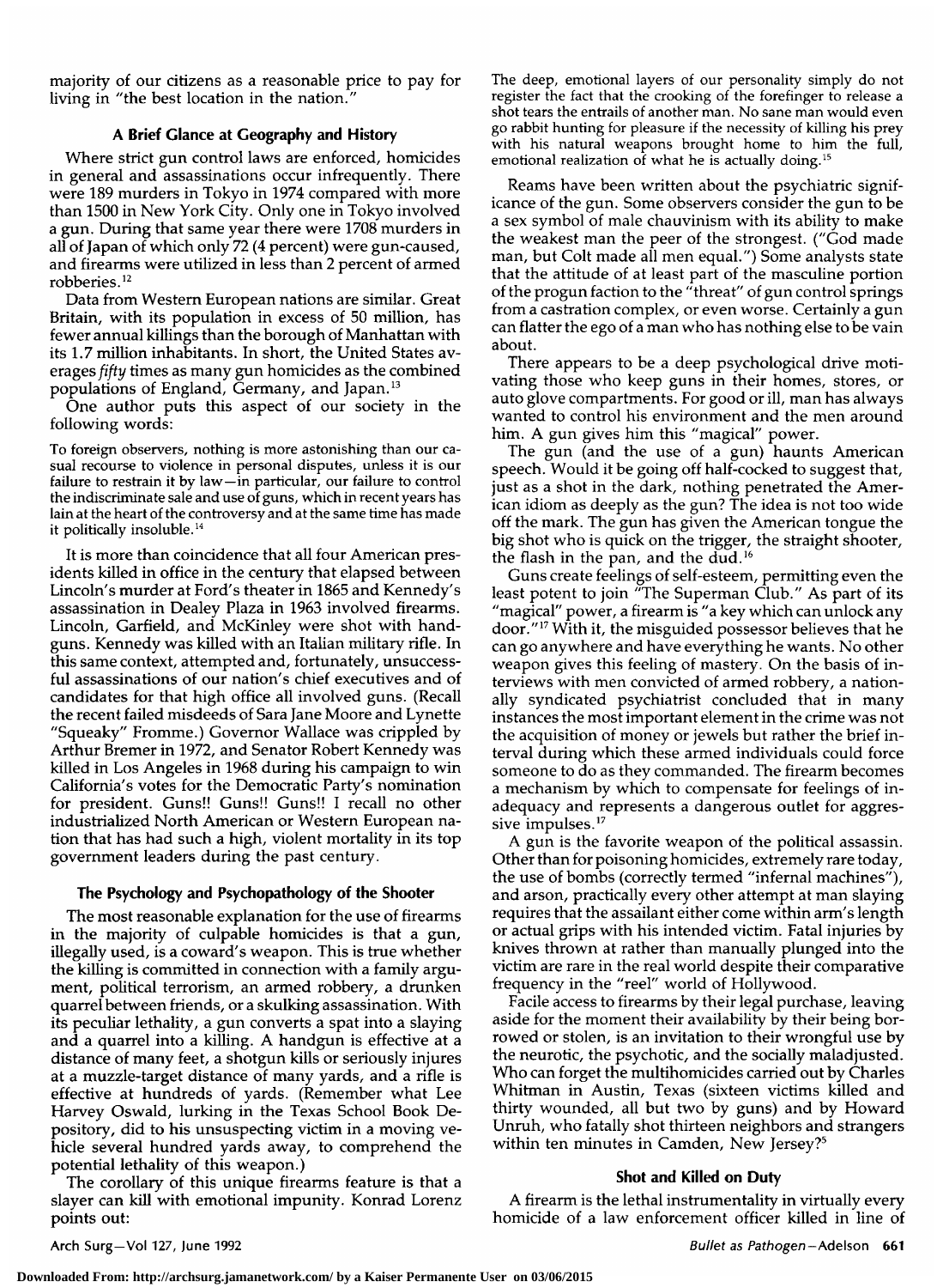majority of our citizens as a reasonable price to pay for living in "the best location in the nation."

### A Brief Glance at Geography and History

Where strict gun control laws are enforced, homicides in general and assassinations occur infrequently. There were 189 murders in Tokyo in 1974 compared with more than 1500 in New York City. Only one in Tokyo involved a gun. During that same year there were 1708 murders in all of Japan of which only 72 (4 percent) were gun-caused, and firearms were utilized in less than 2 percent of armed robberies.[12]

Data from Western European nations are similar. Great Britain, with its population in excess of 50 million, has fewer annual killings than the borough of Manhattan with its 1.7 million inhabitants. In short, the United States averages *fifty* times as many gun homicides as the combined populations of England, Germany, and Japan.[13]

One author puts this aspect of our society in the following words:

> To foreign observers, nothing is more astonishing than our casual recourse to violence in personal disputes, unless it is our failure to restrain it by law—in particular, our failure to control the indiscriminate sale and use of guns, which in recent years has lain at the heart of the controversy and at the same time has made it politically insoluble.[14]

It is more than coincidence that all four American presidents killed in office in the century that elapsed between Lincoln's murder at Ford's theater in 1865 and Kennedy's assassination in Dealey Plaza in 1963 involved firearms. Lincoln, Garfield, and McKinley were shot with handguns. Kennedy was killed with an Italian military rifle. In this same context, attempted and, fortunately, unsuccessful assassinations of our nation's chief executives and of candidates for that high office all involved guns. (Recall the recent failed misdeeds of Sara Jane Moore and Lynette "Squeaky" Fromme.) Governor Wallace was crippled by Arthur Bremer in 1972, and Senator Robert Kennedy was killed in Los Angeles in 1968 during his campaign to win California's votes for the Democratic Party's nomination for president. Guns!! Guns!! Guns!! I recall no other industrialized North American or Western European nation that has had such a high, violent mortality in its top government leaders during the past century.

### The Psychology and Psychopathology of the Shooter

The most reasonable explanation for the use of firearms in the majority of culpable homicides is that a gun, illegally used, is a coward's weapon. This is true whether the killing is committed in connection with a family argument, political terrorism, an armed robbery, a drunken quarrel between friends, or a skulking assassination. With its peculiar lethality, a gun converts a spat into a slaying and a quarrel into a killing. A handgun is effective at a distance of many feet, a shotgun kills or seriously injures at a muzzle-target distance of many yards, and a rifle is effective at hundreds of yards. (Remember what Lee Harvey Oswald, lurking in the Texas School Book Depository, did to his unsuspecting victim in a moving vehicle several hundred yards away, to comprehend the potential lethality of this weapon.)

The corollary of this unique firearms feature is that a slayer can kill with emotional impunity. Konrad Lorenz points out:

> The deep, emotional layers of our personality simply do not register the fact that the crooking of the forefinger to release a shot tears the entrails of another man. No sane man would even go rabbit hunting for pleasure if the necessity of killing his prey with his natural weapons brought home to him the full, emotional realization of what he is actually doing.[15]

Reams have been written about the psychiatric significance of the gun. Some observers consider the gun to be a sex symbol of male chauvinism with its ability to make the weakest man the peer of the strongest. ("God made man, but Colt made all men equal.") Some analysts state that the attitude of at least part of the masculine portion of the progun faction to the "threat" of gun control springs from a castration complex, or even worse. Certainly a gun can flatter the ego of a man who has nothing else to be vain about.

There appears to be a deep psychological drive motivating those who keep guns in their homes, stores, or auto glove compartments. For good or ill, man has always wanted to control his environment and the men around him. A gun gives him this "magical" power.

The gun (and the use of a gun) haunts American speech. Would it be going off half-cocked to suggest that, just as a shot in the dark, nothing penetrated the American idiom as deeply as the gun? The idea is not too wide off the mark. The gun has given the American tongue the big shot who is quick on the trigger, the straight shooter, the flash in the pan, and the dud.[16]

Guns create feelings of self-esteem, permitting even the least potent to join "The Superman Club." As part of its "magical" power, a firearm is "a key which can unlock any door."[17] With it, the misguided possessor believes that he can go anywhere and have everything he wants. No other weapon gives this feeling of mastery. On the basis of interviews with men convicted of armed robbery, a nationally syndicated psychiatrist concluded that in many instances the most important element in the crime was not the acquisition of money or jewels but rather the brief interval during which these armed individuals could force someone to do as they commanded. The firearm becomes a mechanism by which to compensate for feelings of inadequacy and represents a dangerous outlet for aggressive impulses.[17]

A gun is the favorite weapon of the political assassin. Other than for poisoning homicides, extremely rare today, the use of bombs (correctly termed "infernal machines"), and arson, practically every other attempt at man slaying requires that the assailant either come within arm's length or actual grips with his intended victim. Fatal injuries by knives thrown at rather than manually plunged into the victim are rare in the real world despite their comparative frequency in the "reel" world of Hollywood.

Facile access to firearms by their legal purchase, leaving aside for the moment their availability by their being borrowed or stolen, is an invitation to their wrongful use by the neurotic, the psychotic, and the socially maladjusted. Who can forget the multihomicides carried out by Charles Whitman in Austin, Texas (sixteen victims killed and thirty wounded, all but two by guns) and by Howard Unruh, who fatally shot thirteen neighbors and strangers within ten minutes in Camden, New Jersey?[5]

### Shot and Killed on Duty

A firearm is the lethal instrumentality in virtually every homicide of a law enforcement officer killed in line of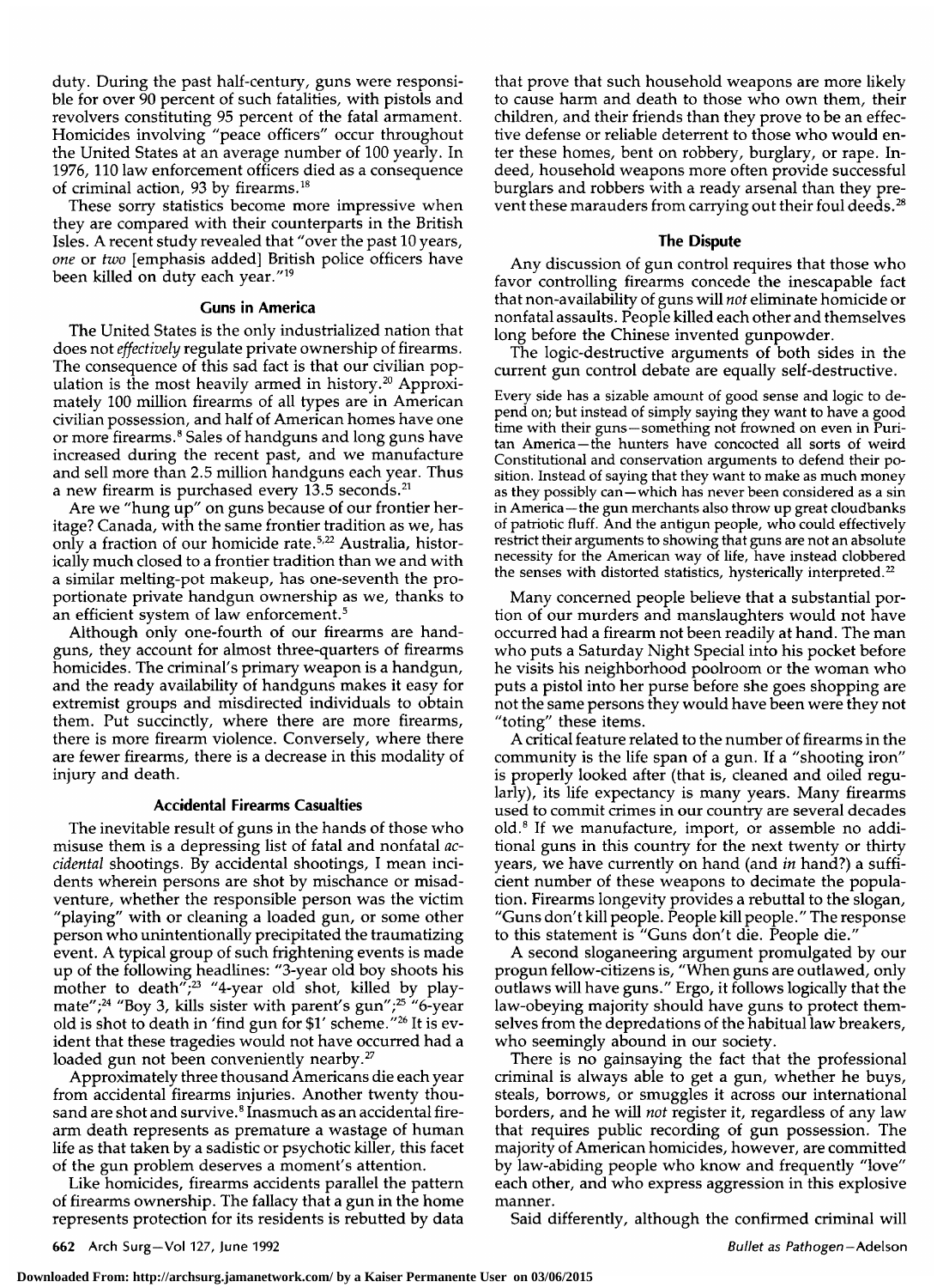duty. During the past half-century, guns were responsible for over 90 percent of such fatalities, with pistols and revolvers constituting 95 percent of the fatal armament. Homicides involving "peace officers" occur throughout the United States at an average number of 100 yearly. In 1976, 110 law enforcement officers died as a consequence of criminal action, 93 by firearms.[18]

These sorry statistics become more impressive when they are compared with their counterparts in the British Isles. A recent study revealed that "over the past 10 years, *one* or *two* [emphasis added] British police officers have been killed on duty each year."[19]

### Guns in America

The United States is the only industrialized nation that does not *effectively* regulate private ownership of firearms. The consequence of this sad fact is that our civilian population is the most heavily armed in history.[20] Approximately 100 million firearms of all types are in American civilian possession, and half of American homes have one or more firearms.[8] Sales of handguns and long guns have increased during the recent past, and we manufacture and sell more than 2.5 million handguns each year. Thus a new firearm is purchased every 13.5 seconds.[21]

Are we "hung up" on guns because of our frontier heritage? Canada, with the same frontier tradition as we, has only a fraction of our homicide rate.[5,22] Australia, historically much closed to a frontier tradition than we and with a similar melting-pot makeup, has one-seventh the proportionate private handgun ownership as we, thanks to an efficient system of law enforcement.[5]

Although only one-fourth of our firearms are handguns, they account for almost three-quarters of firearms homicides. The criminal's primary weapon is a handgun, and the ready availability of handguns makes it easy for extremist groups and misdirected individuals to obtain them. Put succinctly, where there are more firearms, there is more firearm violence. Conversely, where there are fewer firearms, there is a decrease in this modality of injury and death.

### Accidental Firearms Casualties

The inevitable result of guns in the hands of those who misuse them is a depressing list of fatal and nonfatal *accidental* shootings. By accidental shootings, I mean incidents wherein persons are shot by mischance or misadventure, whether the responsible person was the victim "playing" with or cleaning a loaded gun, or some other person who unintentionally precipitated the traumatizing event. A typical group of such frightening events is made up of the following headlines: "3-year old boy shoots his mother to death";[23] "4-year old shot, killed by playmate";[24] "Boy 3, kills sister with parent's gun";[25] "6-year old is shot to death in 'find gun for $1' scheme."[26] It is evident that these tragedies would not have occurred had a loaded gun not been conveniently nearby.[27]

Approximately three thousand Americans die each year from accidental firearms injuries. Another twenty thousand are shot and survive.[8] Inasmuch as an accidental firearm death represents as premature a wastage of human life as that taken by a sadistic or psychotic killer, this facet of the gun problem deserves a moment's attention.

Like homicides, firearms accidents parallel the pattern of firearms ownership. The fallacy that a gun in the home represents protection for its residents is rebutted by data that prove that such household weapons are more likely to cause harm and death to those who own them, their children, and their friends than they prove to be an effective defense or reliable deterrent to those who would enter these homes, bent on robbery, burglary, or rape. Indeed, household weapons more often provide successful burglars and robbers with a ready arsenal than they prevent these marauders from carrying out their foul deeds.[28]

### The Dispute

Any discussion of gun control requires that those who favor controlling firearms concede the inescapable fact that non-availability of guns will *not* eliminate homicide or nonfatal assaults. People killed each other and themselves long before the Chinese invented gunpowder.

The logic-destructive arguments of both sides in the current gun control debate are equally self-destructive.

> Every side has a sizable amount of good sense and logic to depend on; but instead of simply saying they want to have a good time with their guns—something not frowned on even in Puritan America—the hunters have concocted all sorts of weird Constitutional and conservation arguments to defend their position. Instead of saying that they want to make as much money as they possibly can—which has never been considered as a sin in America—the gun merchants also throw up great cloudbanks of patriotic fluff. And the antigun people, who could effectively restrict their arguments to showing that guns are not an absolute necessity for the American way of life, have instead clobbered the senses with distorted statistics, hysterically interpreted.[22]

Many concerned people believe that a substantial portion of our murders and manslaughters would not have occurred had a firearm not been readily at hand. The man who puts a Saturday Night Special into his pocket before he visits his neighborhood poolroom or the woman who puts a pistol into her purse before she goes shopping are not the same persons they would have been were they not "toting" these items.

A critical feature related to the number of firearms in the community is the life span of a gun. If a "shooting iron" is properly looked after (that is, cleaned and oiled regularly), its life expectancy is many years. Many firearms used to commit crimes in our country are several decades old.[8] If we manufacture, import, or assemble no additional guns in this country for the next twenty or thirty years, we have currently on hand (and *in* hand?) a sufficient number of these weapons to decimate the population. Firearms longevity provides a rebuttal to the slogan, "Guns don't kill people. People kill people." The response to this statement is "Guns don't die. People die."

A second sloganeering argument promulgated by our progun fellow-citizens is, "When guns are outlawed, only outlaws will have guns." Ergo, it follows logically that the law-obeying majority should have guns to protect themselves from the depredations of the habitual law breakers, who seemingly abound in our society.

There is no gainsaying the fact that the professional criminal is always able to get a gun, whether he buys, steals, borrows, or smuggles it across our international borders, and he will *not* register it, regardless of any law that requires public recording of gun possession. The majority of American homicides, however, are committed by law-abiding people who know and frequently "love" each other, and who express aggression in this explosive manner.

Said differently, although the confirmed criminal will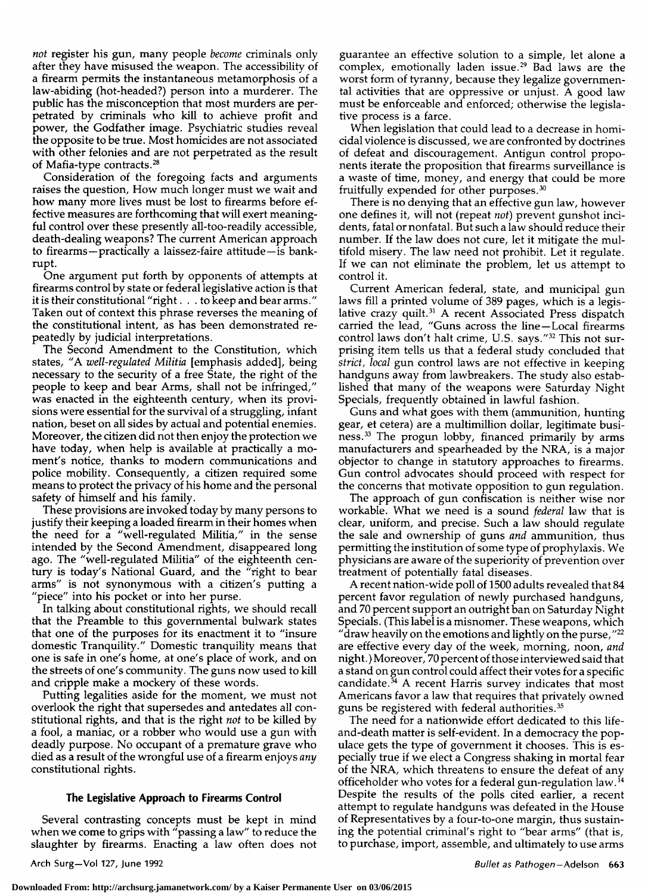*not* register his gun, many people *become* criminals only after they have misused the weapon. The accessibility of a firearm permits the instantaneous metamorphosis of a law-abiding (hot-headed?) person into a murderer. The public has the misconception that most murders are perpetrated by criminals who kill to achieve profit and power, the Godfather image. Psychiatric studies reveal the opposite to be true. Most homicides are not associated with other felonies and are not perpetrated as the result of Mafia-type contracts.[28]

Consideration of the foregoing facts and arguments raises the question, How much longer must we wait and how many more lives must be lost to firearms before effective measures are forthcoming that will exert meaningful control over these presently all-too-readily accessible, death-dealing weapons? The current American approach to firearms—practically a laissez-faire attitude—is bankrupt.

One argument put forth by opponents of attempts at firearms control by state or federal legislative action is that it is their constitutional "right . . . to keep and bear arms." Taken out of context this phrase reverses the meaning of the constitutional intent, as has been demonstrated repeatedly by judicial interpretations.

The Second Amendment to the Constitution, which states, "A *well-regulated Militia* [emphasis added], being necessary to the security of a free State, the right of the people to keep and bear Arms, shall not be infringed," was enacted in the eighteenth century, when its provisions were essential for the survival of a struggling, infant nation, beset on all sides by actual and potential enemies. Moreover, the citizen did not then enjoy the protection we have today, when help is available at practically a moment's notice, thanks to modern communications and police mobility. Consequently, a citizen required some means to protect the privacy of his home and the personal safety of himself and his family.

These provisions are invoked today by many persons to justify their keeping a loaded firearm in their homes when the need for a "well-regulated Militia," in the sense intended by the Second Amendment, disappeared long ago. The "well-regulated Militia" of the eighteenth century is today's National Guard, and the "right to bear arms" is not synonymous with a citizen's putting a "piece" into his pocket or into her purse.

In talking about constitutional rights, we should recall that the Preamble to this governmental bulwark states that one of the purposes for its enactment it to "insure domestic Tranquility." Domestic tranquility means that one is safe in one's home, at one's place of work, and on the streets of one's community. The guns now used to kill and cripple make a mockery of these words.

Putting legalities aside for the moment, we must not overlook the right that supersedes and antedates all constitutional rights, and that is the right *not* to be killed by a fool, a maniac, or a robber who would use a gun with deadly purpose. No occupant of a premature grave who died as a result of the wrongful use of a firearm enjoys *any* constitutional rights.

## The Legislative Approach to Firearms Control

Several contrasting concepts must be kept in mind when we come to grips with "passing a law" to reduce the slaughter by firearms. Enacting a law often does not guarantee an effective solution to a simple, let alone a complex, emotionally laden issue.[29] Bad laws are the worst form of tyranny, because they legalize governmental activities that are oppressive or unjust. A good law must be enforceable and enforced; otherwise the legislative process is a farce.

When legislation that could lead to a decrease in homicidal violence is discussed, we are confronted by doctrines of defeat and discouragement. Antigun control proponents iterate the proposition that firearms surveillance is a waste of time, money, and energy that could be more fruitfully expended for other purposes.[30]

There is no denying that an effective gun law, however one defines it, will not (repeat *not*) prevent gunshot incidents, fatal or nonfatal. But such a law should reduce their number. If the law does not cure, let it mitigate the multifold misery. The law need not prohibit. Let it regulate. If we can not eliminate the problem, let us attempt to control it.

Current American federal, state, and municipal gun laws fill a printed volume of 389 pages, which is a legislative crazy quilt.[31] A recent Associated Press dispatch carried the lead, "Guns across the line—Local firearms control laws don't halt crime, U.S. says."[32] This not surprising item tells us that a federal study concluded that *strict, local* gun control laws are not effective in keeping handguns away from lawbreakers. The study also established that many of the weapons were Saturday Night Specials, frequently obtained in lawful fashion.

Guns and what goes with them (ammunition, hunting gear, et cetera) are a multimillion dollar, legitimate business.[33] The progun lobby, financed primarily by arms manufacturers and spearheaded by the NRA, is a major objector to change in statutory approaches to firearms. Gun control advocates should proceed with respect for the concerns that motivate opposition to gun regulation.

The approach of gun confiscation is neither wise nor workable. What we need is a sound *federal* law that is clear, uniform, and precise. Such a law should regulate the sale and ownership of guns *and* ammunition, thus permitting the institution of some type of prophylaxis. We physicians are aware of the superiority of prevention over treatment of potentially fatal diseases.

A recent nation-wide poll of 1500 adults revealed that 84 percent favor regulation of newly purchased handguns, and 70 percent support an outright ban on Saturday Night Specials. (This label is a misnomer. These weapons, which "draw heavily on the emotions and lightly on the purse,"[22] are effective every day of the week, morning, noon, *and* night.) Moreover, 70 percent of those interviewed said that a stand on gun control could affect their votes for a specific candidate.[34] A recent Harris survey indicates that most Americans favor a law that requires that privately owned guns be registered with federal authorities.[35]

The need for a nationwide effort dedicated to this life-and-death matter is self-evident. In a democracy the populace gets the type of government it chooses. This is especially true if we elect a Congress shaking in mortal fear of the NRA, which threatens to ensure the defeat of any officeholder who votes for a federal gun-regulation law.[14] Despite the results of the polls cited earlier, a recent attempt to regulate handguns was defeated in the House of Representatives by a four-to-one margin, thus sustaining the potential criminal's right to "bear arms" (that is, to purchase, import, assemble, and ultimately to use arms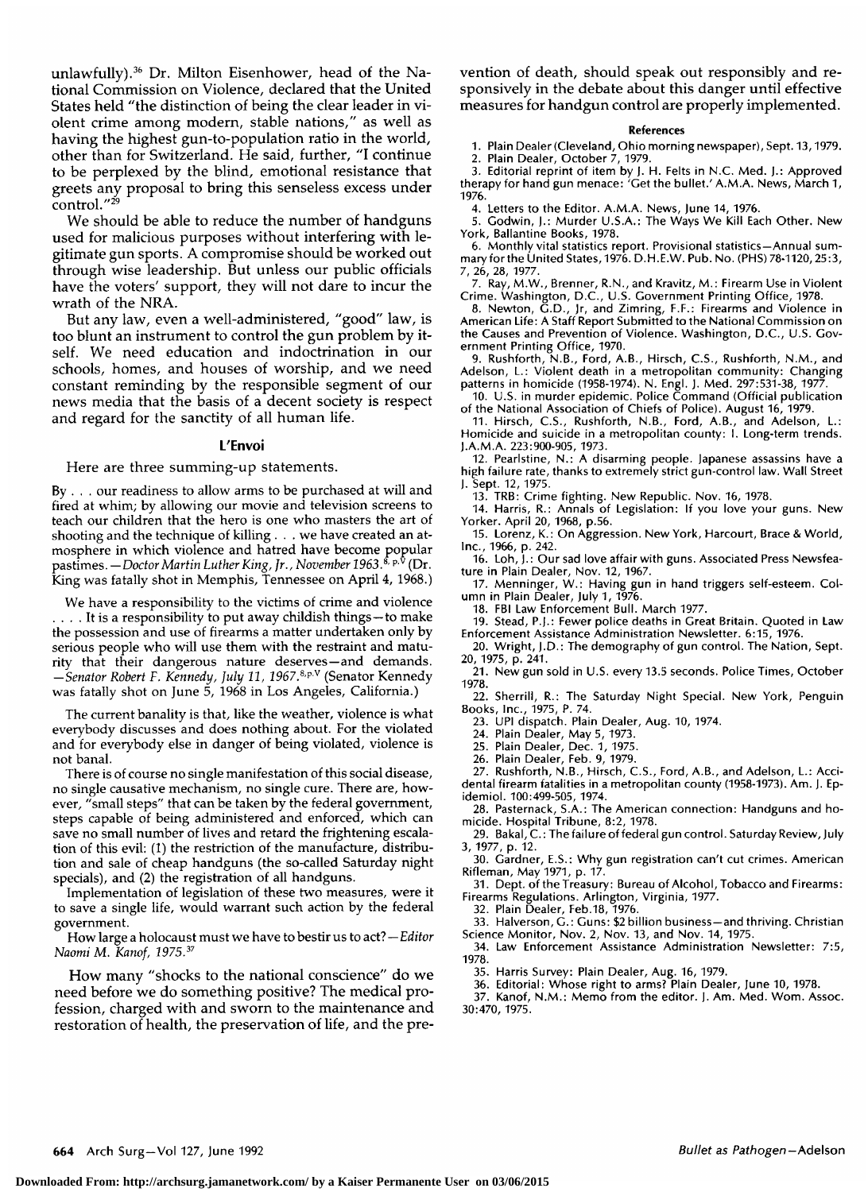unlawfully).[36] Dr. Milton Eisenhower, head of the National Commission on Violence, declared that the United States held "the distinction of being the clear leader in violent crime among modern, stable nations," as well as having the highest gun-to-population ratio in the world, other than for Switzerland. He said, further, "I continue to be perplexed by the blind, emotional resistance that greets any proposal to bring this senseless excess under control."[29]

We should be able to reduce the number of handguns used for malicious purposes without interfering with legitimate gun sports. A compromise should be worked out through wise leadership. But unless our public officials have the voters' support, they will not dare to incur the wrath of the NRA.

But any law, even a well-administered, "good" law, is too blunt an instrument to control the gun problem by itself. We need education and indoctrination in our schools, homes, and houses of worship, and we need constant reminding by the responsible segment of our news media that the basis of a decent society is respect and regard for the sanctity of all human life.

## L'Envoi

Here are three summing-up statements.

By . . . our readiness to allow arms to be purchased at will and fired at whim; by allowing our movie and television screens to teach our children that the hero is one who masters the art of shooting and the technique of killing . . . we have created an atmosphere in which violence and hatred have become popular pastimes. —*Doctor Martin Luther King, Jr., November 1963.*[8, p.V] (Dr. King was fatally shot in Memphis, Tennessee on April 4, 1968.)

We have a responsibility to the victims of crime and violence . . . . It is a responsibility to put away childish things—to make the possession and use of firearms a matter undertaken only by serious people who will use them with the restraint and maturity that their dangerous nature deserves—and demands. —*Senator Robert F. Kennedy, July 11, 1967.*[8,p.V] (Senator Kennedy was fatally shot on June 5, 1968 in Los Angeles, California.)

The current banality is that, like the weather, violence is what everybody discusses and does nothing about. For the violated and for everybody else in danger of being violated, violence is not banal.

There is of course no single manifestation of this social disease, no single causative mechanism, no single cure. There are, however, "small steps" that can be taken by the federal government, steps capable of being administered and enforced, which can save no small number of lives and retard the frightening escalation of this evil: (1) the restriction of the manufacture, distribution and sale of cheap handguns (the so-called Saturday night specials), and (2) the registration of all handguns.

Implementation of legislation of these two measures, were it to save a single life, would warrant such action by the federal government.

How large a holocaust must we have to bestir us to act? —*Editor Naomi M. Kanof, 1975.*[37]

How many "shocks to the national conscience" do we need before we do something positive? The medical profession, charged with and sworn to the maintenance and restoration of health, the preservation of life, and the prevention of death, should speak out responsibly and responsively in the debate about this danger until effective measures for handgun control are properly implemented.

### References

1. Plain Dealer (Cleveland, Ohio morning newspaper), Sept. 13, 1979.
2. Plain Dealer, October 7, 1979.
3. Editorial reprint of item by J. H. Felts in N.C. Med. J.: Approved therapy for hand gun menace: 'Get the bullet.' A.M.A. News, March 1, 1976.
4. Letters to the Editor. A.M.A. News, June 14, 1976.
5. Godwin, J.: Murder U.S.A.: The Ways We Kill Each Other. New York, Ballantine Books, 1978.
6. Monthly vital statistics report. Provisional statistics—Annual summary for the United States, 1976. D.H.E.W. Pub. No. (PHS) 78-1120, 25:3, 7, 26, 28, 1977.
7. Ray, M.W., Brenner, R.N., and Kravitz, M.: Firearm Use in Violent Crime. Washington, D.C., U.S. Government Printing Office, 1978.
8. Newton, G.D., Jr, and Zimring, F.F.: Firearms and Violence in American Life: A Staff Report Submitted to the National Commission on the Causes and Prevention of Violence. Washington, D.C., U.S. Government Printing Office, 1970.
9. Rushforth, N.B., Ford, A.B., Hirsch, C.S., Rushforth, N.M., and Adelson, L.: Violent death in a metropolitan community: Changing patterns in homicide (1958-1974). N. Engl. J. Med. 297:531-38, 1977.
10. U.S. in murder epidemic. Police Command (Official publication of the National Association of Chiefs of Police). August 16, 1979.
11. Hirsch, C.S., Rushforth, N.B., Ford, A.B., and Adelson, L.: Homicide and suicide in a metropolitan county: I. Long-term trends. J.A.M.A. 223:900-905, 1973.
12. Pearlstine, N.: A disarming people. Japanese assassins have a high failure rate, thanks to extremely strict gun-control law. Wall Street J. Sept. 12, 1975.
13. TRB: Crime fighting. New Republic. Nov. 16, 1978.
14. Harris, R.: Annals of Legislation: If you love your guns. New Yorker. April 20, 1968, p.56.
15. Lorenz, K.: On Aggression. New York, Harcourt, Brace & World, Inc., 1966, p. 242.
16. Loh, J.: Our sad love affair with guns. Associated Press Newsfeature in Plain Dealer, Nov. 12, 1967.
17. Menninger, W.: Having gun in hand triggers self-esteem. Column in Plain Dealer, July 1, 1976.
18. FBI Law Enforcement Bull. March 1977.
19. Stead, P.J.: Fewer police deaths in Great Britain. Quoted in Law Enforcement Assistance Administration Newsletter. 6:15, 1976.
20. Wright, J.D.: The demography of gun control. The Nation, Sept. 20, 1975, p. 241.
21. New gun sold in U.S. every 13.5 seconds. Police Times, October 1978.
22. Sherrill, R.: The Saturday Night Special. New York, Penguin Books, Inc., 1975, P. 74.
23. UPI dispatch. Plain Dealer, Aug. 10, 1974.
24. Plain Dealer, May 5, 1973.
25. Plain Dealer, Dec. 1, 1975.
26. Plain Dealer, Feb. 9, 1979.
27. Rushforth, N.B., Hirsch, C.S., Ford, A.B., and Adelson, L.: Accidental firearm fatalities in a metropolitan county (1958-1973). Am. J. Epidemiol. 100:499-505, 1974.
28. Pasternack, S.A.: The American connection: Handguns and homicide. Hospital Tribune, 8:2, 1978.
29. Bakal, C.: The failure of federal gun control. Saturday Review, July 3, 1977, p. 12.
30. Gardner, E.S.: Why gun registration can't cut crimes. American Rifleman, May 1971, p. 17.
31. Dept. of the Treasury: Bureau of Alcohol, Tobacco and Firearms: Firearms Regulations. Arlington, Virginia, 1977.
32. Plain Dealer, Feb.18, 1976.
33. Halverson, G.: Guns: $2 billion business—and thriving. Christian Science Monitor, Nov. 2, Nov. 13, and Nov. 14, 1975.
34. Law Enforcement Assistance Administration Newsletter: 7:5, 1978.
35. Harris Survey: Plain Dealer, Aug. 16, 1979.
36. Editorial: Whose right to arms? Plain Dealer, June 10, 1978.
37. Kanof, N.M.: Memo from the editor. J. Am. Med. Wom. Assoc. 30:470, 1975.